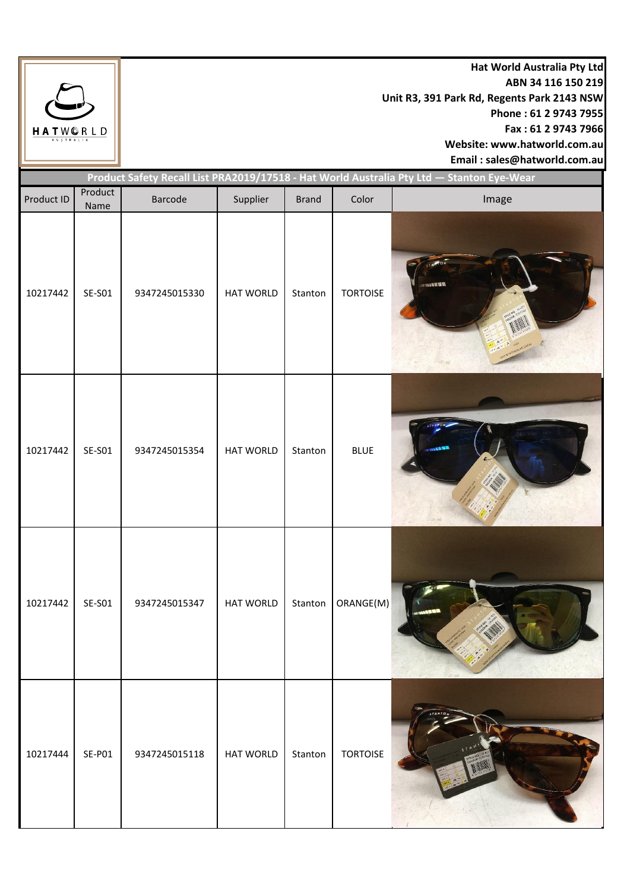Hat World Australia Pty Ltd
ABN 34 116 150 219
Unit R3, 391 Park Rd, Regents Park 2143 NSW
Phone : 61 2 9743 7955
Fax : 61 2 9743 7966
Website: www.hatworld.com.au
Email : sales@hatworld.com.au

## Product Safety Recall List PRA2019/17518 - Hat World Australia Pty Ltd — Stanton Eye-Wear

| Product ID | Product Name | Barcode | Supplier | Brand | Color | Image |
|---|---|---|---|---|---|---|
| 10217442 | SE-S01 | 9347245015330 | HAT WORLD | Stanton | TORTOISE | |
| 10217442 | SE-S01 | 9347245015354 | HAT WORLD | Stanton | BLUE | |
| 10217442 | SE-S01 | 9347245015347 | HAT WORLD | Stanton | ORANGE(M) | |
| 10217444 | SE-P01 | 9347245015118 | HAT WORLD | Stanton | TORTOISE | |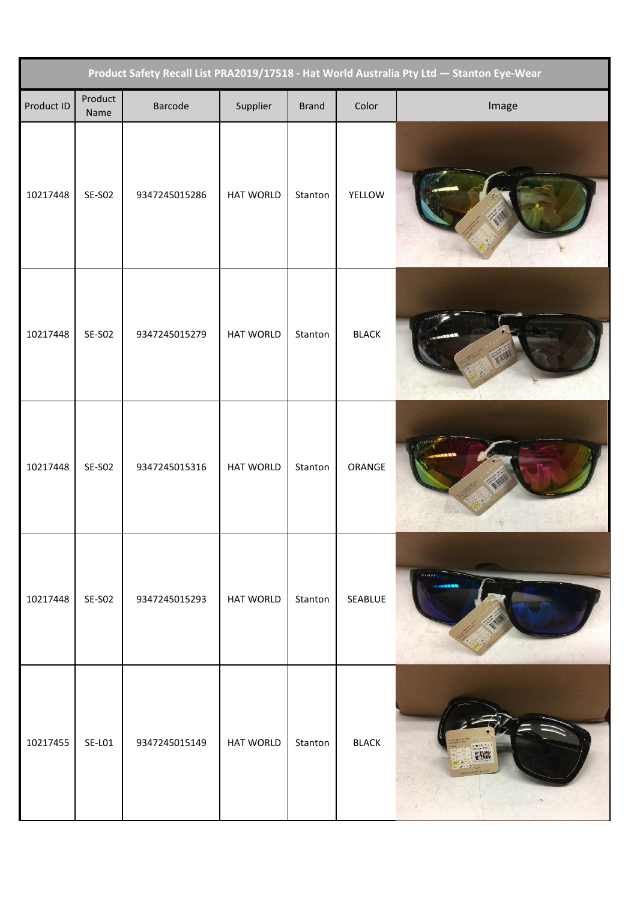| Product Safety Recall List PRA2019/17518 - Hat World Australia Pty Ltd — Stanton Eye-Wear | | | | | | |
|---|---|---|---|---|---|---|
| Product ID | Product Name | Barcode | Supplier | Brand | Color | Image |
| 10217448 | SE-S02 | 9347245015286 | HAT WORLD | Stanton | YELLOW | |
| 10217448 | SE-S02 | 9347245015279 | HAT WORLD | Stanton | BLACK | |
| 10217448 | SE-S02 | 9347245015316 | HAT WORLD | Stanton | ORANGE | |
| 10217448 | SE-S02 | 9347245015293 | HAT WORLD | Stanton | SEABLUE | |
| 10217455 | SE-L01 | 9347245015149 | HAT WORLD | Stanton | BLACK | |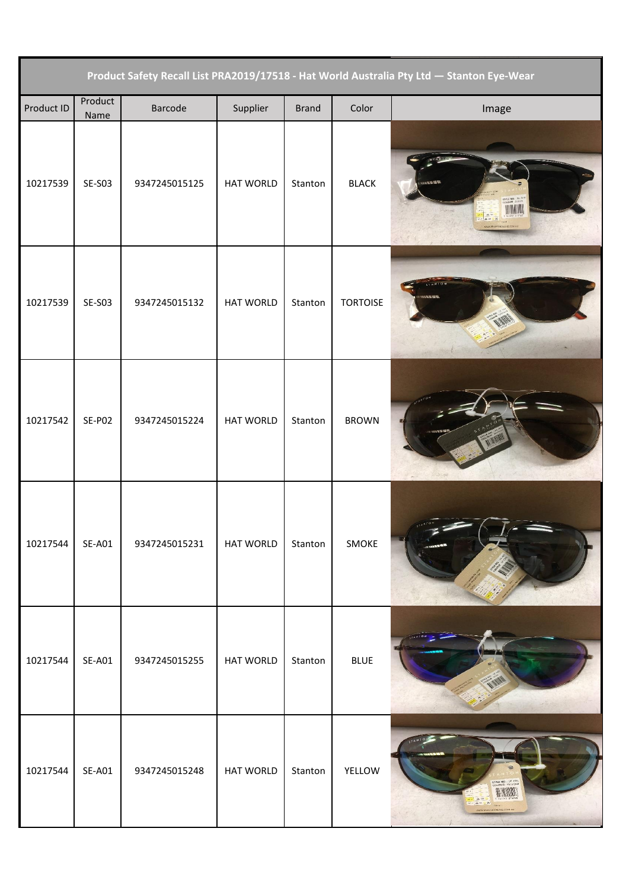| Product Safety Recall List PRA2019/17518 - Hat World Australia Pty Ltd — Stanton Eye-Wear | | | | | | |
|---|---|---|---|---|---|---|
| Product ID | Product Name | Barcode | Supplier | Brand | Color | Image |
| 10217539 | SE-S03 | 9347245015125 | HAT WORLD | Stanton | BLACK | |
| 10217539 | SE-S03 | 9347245015132 | HAT WORLD | Stanton | TORTOISE | |
| 10217542 | SE-P02 | 9347245015224 | HAT WORLD | Stanton | BROWN | |
| 10217544 | SE-A01 | 9347245015231 | HAT WORLD | Stanton | SMOKE | |
| 10217544 | SE-A01 | 9347245015255 | HAT WORLD | Stanton | BLUE | |
| 10217544 | SE-A01 | 9347245015248 | HAT WORLD | Stanton | YELLOW | |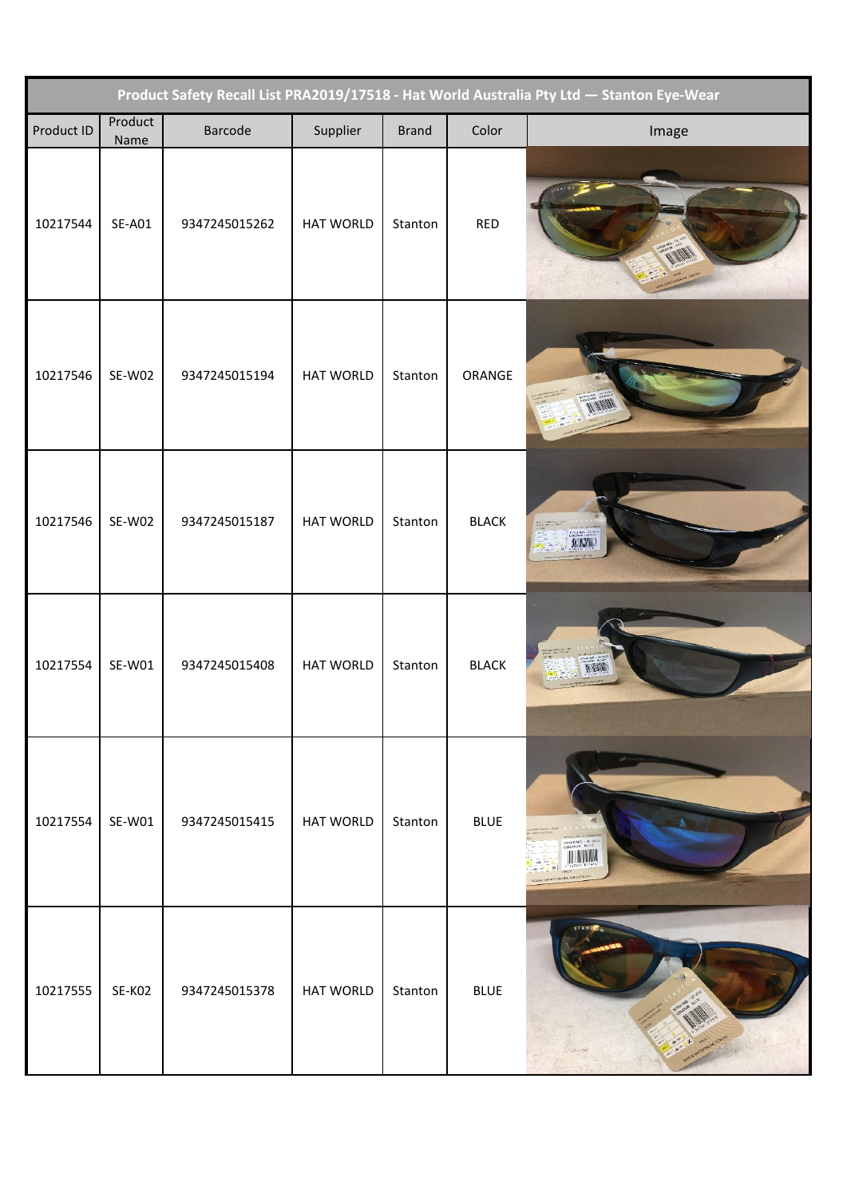| Product Safety Recall List PRA2019/17518 - Hat World Australia Pty Ltd — Stanton Eye-Wear | | | | | | |
|---|---|---|---|---|---|---|
| Product ID | Product Name | Barcode | Supplier | Brand | Color | Image |
| 10217544 | SE-A01 | 9347245015262 | HAT WORLD | Stanton | RED | |
| 10217546 | SE-W02 | 9347245015194 | HAT WORLD | Stanton | ORANGE | |
| 10217546 | SE-W02 | 9347245015187 | HAT WORLD | Stanton | BLACK | |
| 10217554 | SE-W01 | 9347245015408 | HAT WORLD | Stanton | BLACK | |
| 10217554 | SE-W01 | 9347245015415 | HAT WORLD | Stanton | BLUE | |
| 10217555 | SE-K02 | 9347245015378 | HAT WORLD | Stanton | BLUE | |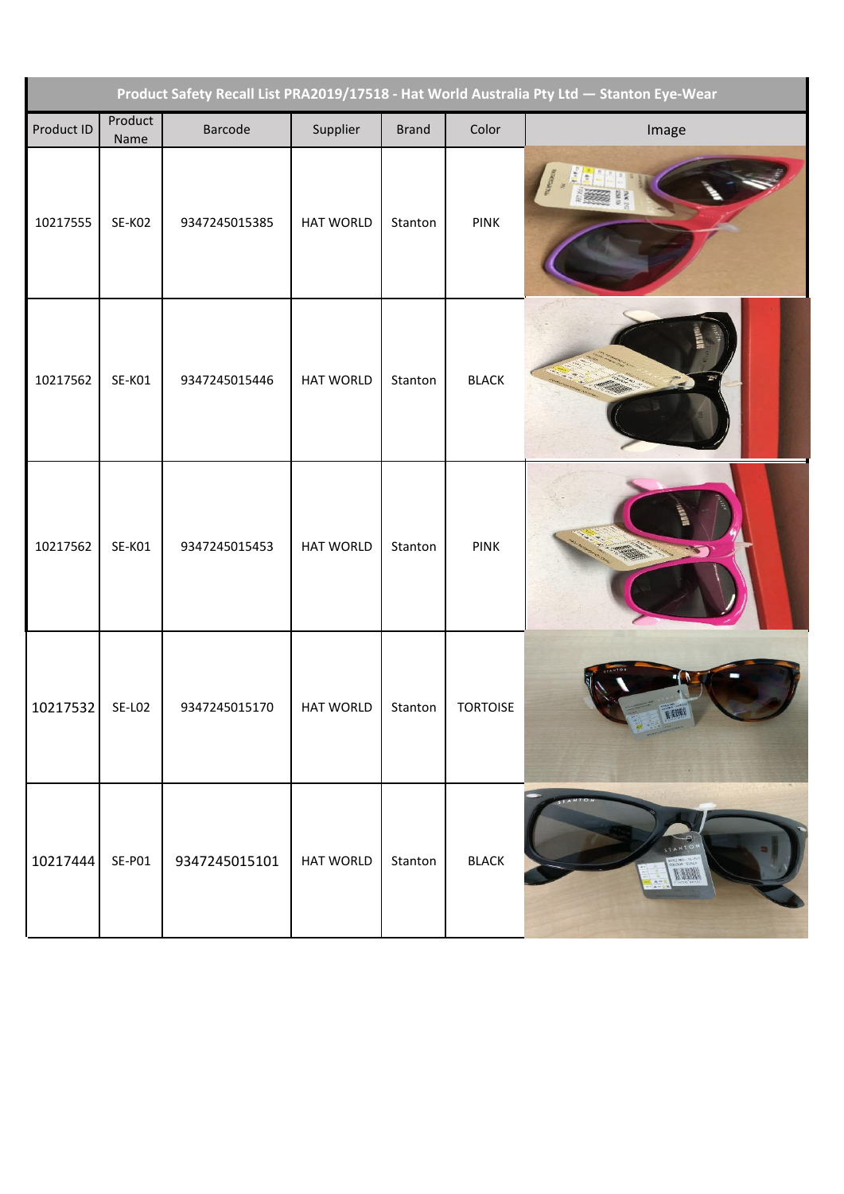| Product Safety Recall List PRA2019/17518 - Hat World Australia Pty Ltd — Stanton Eye-Wear | | | | | | |
|---|---|---|---|---|---|---|
| Product ID | Product Name | Barcode | Supplier | Brand | Color | Image |
| 10217555 | SE-K02 | 9347245015385 | HAT WORLD | Stanton | PINK | |
| 10217562 | SE-K01 | 9347245015446 | HAT WORLD | Stanton | BLACK | |
| 10217562 | SE-K01 | 9347245015453 | HAT WORLD | Stanton | PINK | |
| 10217532 | SE-L02 | 9347245015170 | HAT WORLD | Stanton | TORTOISE | |
| 10217444 | SE-P01 | 9347245015101 | HAT WORLD | Stanton | BLACK | |